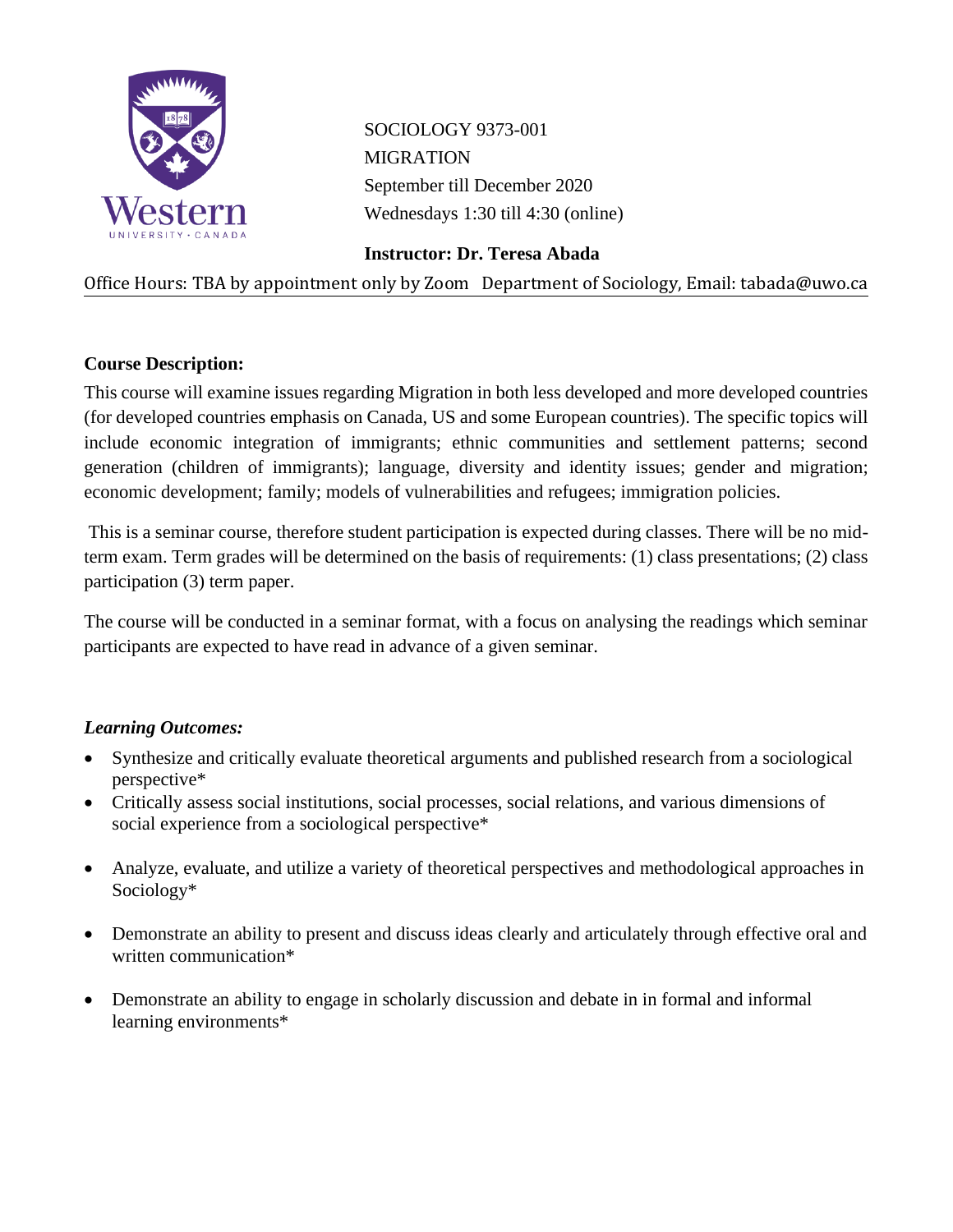SOCIOLOGY 9373-001
MIGRATION
September till December 2020
Wednesdays 1:30 till 4:30 (online)

**Instructor: Dr. Teresa Abada**

Office Hours: TBA by appointment only by Zoom Department of Sociology, Email: tabada@uwo.ca

**Course Description:**

This course will examine issues regarding Migration in both less developed and more developed countries (for developed countries emphasis on Canada, US and some European countries). The specific topics will include economic integration of immigrants; ethnic communities and settlement patterns; second generation (children of immigrants); language, diversity and identity issues; gender and migration; economic development; family; models of vulnerabilities and refugees; immigration policies.

This is a seminar course, therefore student participation is expected during classes. There will be no mid-term exam. Term grades will be determined on the basis of requirements: (1) class presentations; (2) class participation (3) term paper.

The course will be conducted in a seminar format, with a focus on analysing the readings which seminar participants are expected to have read in advance of a given seminar.

***Learning Outcomes:***

- Synthesize and critically evaluate theoretical arguments and published research from a sociological perspective*
- Critically assess social institutions, social processes, social relations, and various dimensions of social experience from a sociological perspective*
- Analyze, evaluate, and utilize a variety of theoretical perspectives and methodological approaches in Sociology*
- Demonstrate an ability to present and discuss ideas clearly and articulately through effective oral and written communication*
- Demonstrate an ability to engage in scholarly discussion and debate in in formal and informal learning environments*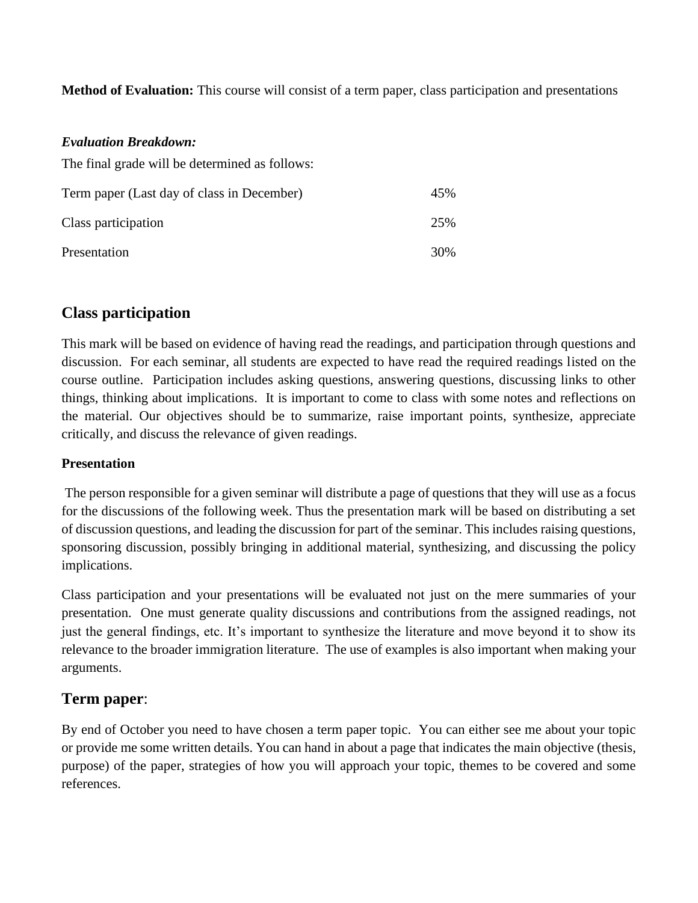**Method of Evaluation:** This course will consist of a term paper, class participation and presentations

***Evaluation Breakdown:***

The final grade will be determined as follows:

| | |
|---|---|
| Term paper (Last day of class in December) | 45% |
| Class participation | 25% |
| Presentation | 30% |

## Class participation

This mark will be based on evidence of having read the readings, and participation through questions and discussion. For each seminar, all students are expected to have read the required readings listed on the course outline. Participation includes asking questions, answering questions, discussing links to other things, thinking about implications. It is important to come to class with some notes and reflections on the material. Our objectives should be to summarize, raise important points, synthesize, appreciate critically, and discuss the relevance of given readings.

**Presentation**

The person responsible for a given seminar will distribute a page of questions that they will use as a focus for the discussions of the following week. Thus the presentation mark will be based on distributing a set of discussion questions, and leading the discussion for part of the seminar. This includes raising questions, sponsoring discussion, possibly bringing in additional material, synthesizing, and discussing the policy implications.

Class participation and your presentations will be evaluated not just on the mere summaries of your presentation. One must generate quality discussions and contributions from the assigned readings, not just the general findings, etc. It's important to synthesize the literature and move beyond it to show its relevance to the broader immigration literature. The use of examples is also important when making your arguments.

## Term paper:

By end of October you need to have chosen a term paper topic. You can either see me about your topic or provide me some written details. You can hand in about a page that indicates the main objective (thesis, purpose) of the paper, strategies of how you will approach your topic, themes to be covered and some references.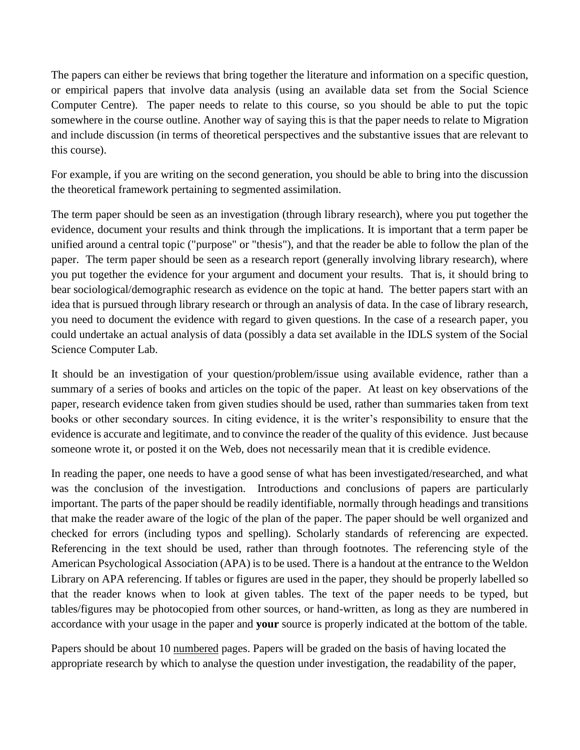The papers can either be reviews that bring together the literature and information on a specific question, or empirical papers that involve data analysis (using an available data set from the Social Science Computer Centre). The paper needs to relate to this course, so you should be able to put the topic somewhere in the course outline. Another way of saying this is that the paper needs to relate to Migration and include discussion (in terms of theoretical perspectives and the substantive issues that are relevant to this course).

For example, if you are writing on the second generation, you should be able to bring into the discussion the theoretical framework pertaining to segmented assimilation.

The term paper should be seen as an investigation (through library research), where you put together the evidence, document your results and think through the implications. It is important that a term paper be unified around a central topic ("purpose" or "thesis"), and that the reader be able to follow the plan of the paper. The term paper should be seen as a research report (generally involving library research), where you put together the evidence for your argument and document your results. That is, it should bring to bear sociological/demographic research as evidence on the topic at hand. The better papers start with an idea that is pursued through library research or through an analysis of data. In the case of library research, you need to document the evidence with regard to given questions. In the case of a research paper, you could undertake an actual analysis of data (possibly a data set available in the IDLS system of the Social Science Computer Lab.

It should be an investigation of your question/problem/issue using available evidence, rather than a summary of a series of books and articles on the topic of the paper. At least on key observations of the paper, research evidence taken from given studies should be used, rather than summaries taken from text books or other secondary sources. In citing evidence, it is the writer's responsibility to ensure that the evidence is accurate and legitimate, and to convince the reader of the quality of this evidence. Just because someone wrote it, or posted it on the Web, does not necessarily mean that it is credible evidence.

In reading the paper, one needs to have a good sense of what has been investigated/researched, and what was the conclusion of the investigation. Introductions and conclusions of papers are particularly important. The parts of the paper should be readily identifiable, normally through headings and transitions that make the reader aware of the logic of the plan of the paper. The paper should be well organized and checked for errors (including typos and spelling). Scholarly standards of referencing are expected. Referencing in the text should be used, rather than through footnotes. The referencing style of the American Psychological Association (APA) is to be used. There is a handout at the entrance to the Weldon Library on APA referencing. If tables or figures are used in the paper, they should be properly labelled so that the reader knows when to look at given tables. The text of the paper needs to be typed, but tables/figures may be photocopied from other sources, or hand-written, as long as they are numbered in accordance with your usage in the paper and **your** source is properly indicated at the bottom of the table.

Papers should be about 10 <u>numbered</u> pages. Papers will be graded on the basis of having located the appropriate research by which to analyse the question under investigation, the readability of the paper,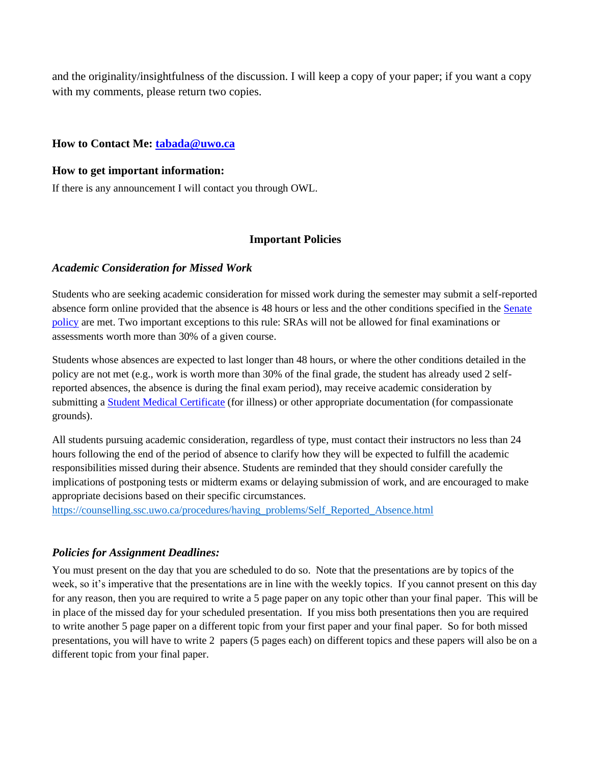and the originality/insightfulness of the discussion. I will keep a copy of your paper; if you want a copy with my comments, please return two copies.

### How to Contact Me: [tabada@uwo.ca](mailto:tabada@uwo.ca)

### How to get important information:

If there is any announcement I will contact you through OWL.

## Important Policies

### *Academic Consideration for Missed Work*

Students who are seeking academic consideration for missed work during the semester may submit a self-reported absence form online provided that the absence is 48 hours or less and the other conditions specified in the [Senate policy](Senate policy) are met. Two important exceptions to this rule: SRAs will not be allowed for final examinations or assessments worth more than 30% of a given course.

Students whose absences are expected to last longer than 48 hours, or where the other conditions detailed in the policy are not met (e.g., work is worth more than 30% of the final grade, the student has already used 2 self-reported absences, the absence is during the final exam period), may receive academic consideration by submitting a [Student Medical Certificate](Student Medical Certificate) (for illness) or other appropriate documentation (for compassionate grounds).

All students pursuing academic consideration, regardless of type, must contact their instructors no less than 24 hours following the end of the period of absence to clarify how they will be expected to fulfill the academic responsibilities missed during their absence. Students are reminded that they should consider carefully the implications of postponing tests or midterm exams or delaying submission of work, and are encouraged to make appropriate decisions based on their specific circumstances.
[https://counselling.ssc.uwo.ca/procedures/having_problems/Self_Reported_Absence.html](https://counselling.ssc.uwo.ca/procedures/having_problems/Self_Reported_Absence.html)

### *Policies for Assignment Deadlines:*

You must present on the day that you are scheduled to do so. Note that the presentations are by topics of the week, so it's imperative that the presentations are in line with the weekly topics. If you cannot present on this day for any reason, then you are required to write a 5 page paper on any topic other than your final paper. This will be in place of the missed day for your scheduled presentation. If you miss both presentations then you are required to write another 5 page paper on a different topic from your first paper and your final paper. So for both missed presentations, you will have to write 2 papers (5 pages each) on different topics and these papers will also be on a different topic from your final paper.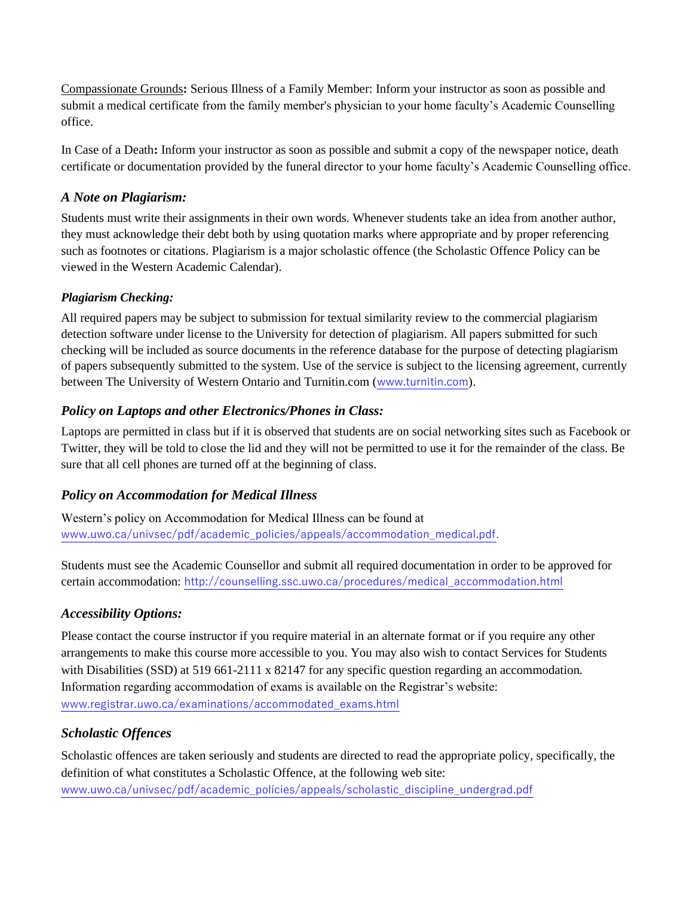Compassionate Grounds**:** Serious Illness of a Family Member: Inform your instructor as soon as possible and submit a medical certificate from the family member's physician to your home faculty's Academic Counselling office.

In Case of a Death**:** Inform your instructor as soon as possible and submit a copy of the newspaper notice, death certificate or documentation provided by the funeral director to your home faculty's Academic Counselling office.

### *A Note on Plagiarism:*

Students must write their assignments in their own words. Whenever students take an idea from another author, they must acknowledge their debt both by using quotation marks where appropriate and by proper referencing such as footnotes or citations. Plagiarism is a major scholastic offence (the Scholastic Offence Policy can be viewed in the Western Academic Calendar).

#### *Plagiarism Checking:*

All required papers may be subject to submission for textual similarity review to the commercial plagiarism detection software under license to the University for detection of plagiarism. All papers submitted for such checking will be included as source documents in the reference database for the purpose of detecting plagiarism of papers subsequently submitted to the system. Use of the service is subject to the licensing agreement, currently between The University of Western Ontario and Turnitin.com (www.turnitin.com).

### *Policy on Laptops and other Electronics/Phones in Class:*

Laptops are permitted in class but if it is observed that students are on social networking sites such as Facebook or Twitter, they will be told to close the lid and they will not be permitted to use it for the remainder of the class. Be sure that all cell phones are turned off at the beginning of class.

### *Policy on Accommodation for Medical Illness*

Western's policy on Accommodation for Medical Illness can be found at www.uwo.ca/univsec/pdf/academic_policies/appeals/accommodation_medical.pdf.

Students must see the Academic Counsellor and submit all required documentation in order to be approved for certain accommodation: http://counselling.ssc.uwo.ca/procedures/medical_accommodation.html

### *Accessibility Options:*

Please contact the course instructor if you require material in an alternate format or if you require any other arrangements to make this course more accessible to you. You may also wish to contact Services for Students with Disabilities (SSD) at 519 661-2111 x 82147 for any specific question regarding an accommodation. Information regarding accommodation of exams is available on the Registrar's website: www.registrar.uwo.ca/examinations/accommodated_exams.html

### *Scholastic Offences*

Scholastic offences are taken seriously and students are directed to read the appropriate policy, specifically, the definition of what constitutes a Scholastic Offence, at the following web site: www.uwo.ca/univsec/pdf/academic_policies/appeals/scholastic_discipline_undergrad.pdf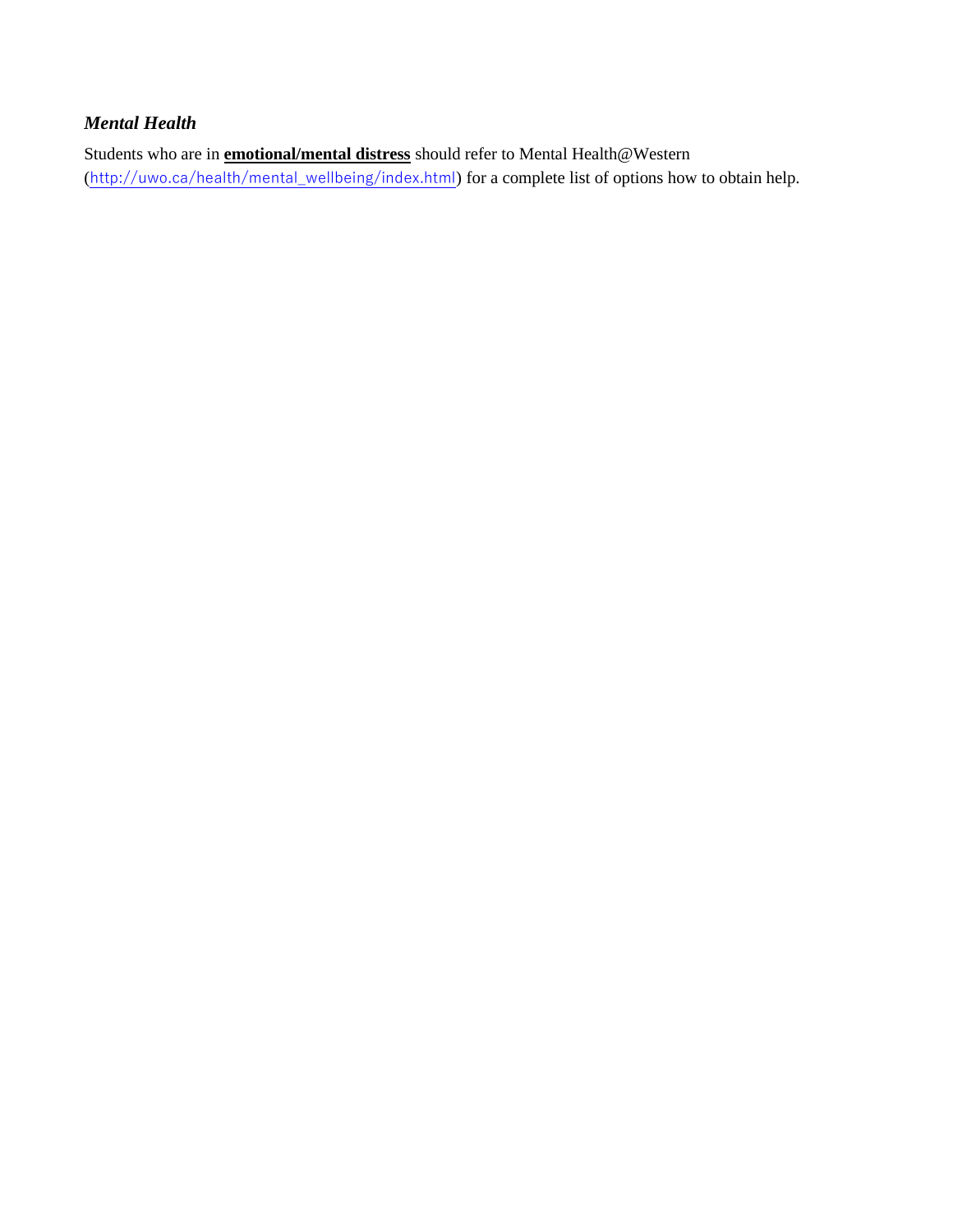### *Mental Health*

Students who are in **emotional/mental distress** should refer to Mental Health@Western (http://uwo.ca/health/mental_wellbeing/index.html) for a complete list of options how to obtain help.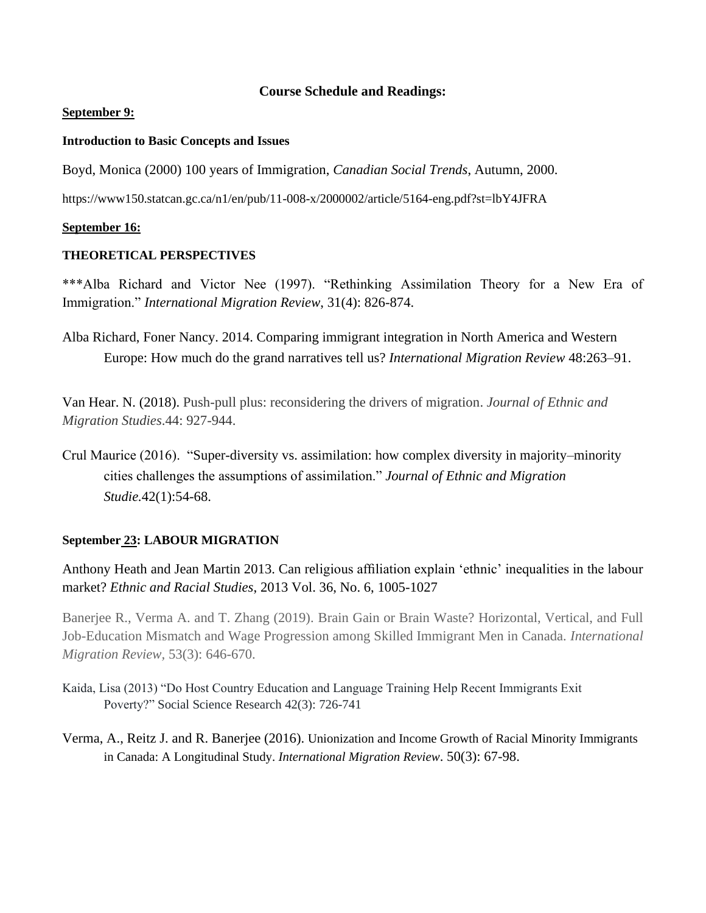## Course Schedule and Readings:

**September 9:**

**Introduction to Basic Concepts and Issues**

Boyd, Monica (2000) 100 years of Immigration, *Canadian Social Trends*, Autumn, 2000.

https://www150.statcan.gc.ca/n1/en/pub/11-008-x/2000002/article/5164-eng.pdf?st=lbY4JFRA

**September 16:**

**THEORETICAL PERSPECTIVES**

***Alba Richard and Victor Nee (1997). "Rethinking Assimilation Theory for a New Era of Immigration." *International Migration Review*, 31(4): 826-874.

Alba Richard, Foner Nancy. 2014. Comparing immigrant integration in North America and Western Europe: How much do the grand narratives tell us? *International Migration Review* 48:263–91.

Van Hear. N. (2018). Push-pull plus: reconsidering the drivers of migration. *Journal of Ethnic and Migration Studies*.44: 927-944.

Crul Maurice (2016). "Super-diversity vs. assimilation: how complex diversity in majority–minority cities challenges the assumptions of assimilation." *Journal of Ethnic and Migration Studie*.42(1):54-68.

**September 23: LABOUR MIGRATION**

Anthony Heath and Jean Martin 2013. Can religious affiliation explain 'ethnic' inequalities in the labour market? *Ethnic and Racial Studies*, 2013 Vol. 36, No. 6, 1005-1027

Banerjee R., Verma A. and T. Zhang (2019). Brain Gain or Brain Waste? Horizontal, Vertical, and Full Job-Education Mismatch and Wage Progression among Skilled Immigrant Men in Canada. *International Migration Review*, 53(3): 646-670.

Kaida, Lisa (2013) "Do Host Country Education and Language Training Help Recent Immigrants Exit Poverty?" Social Science Research 42(3): 726-741

Verma, A., Reitz J. and R. Banerjee (2016). Unionization and Income Growth of Racial Minority Immigrants in Canada: A Longitudinal Study. *International Migration Review*. 50(3): 67-98.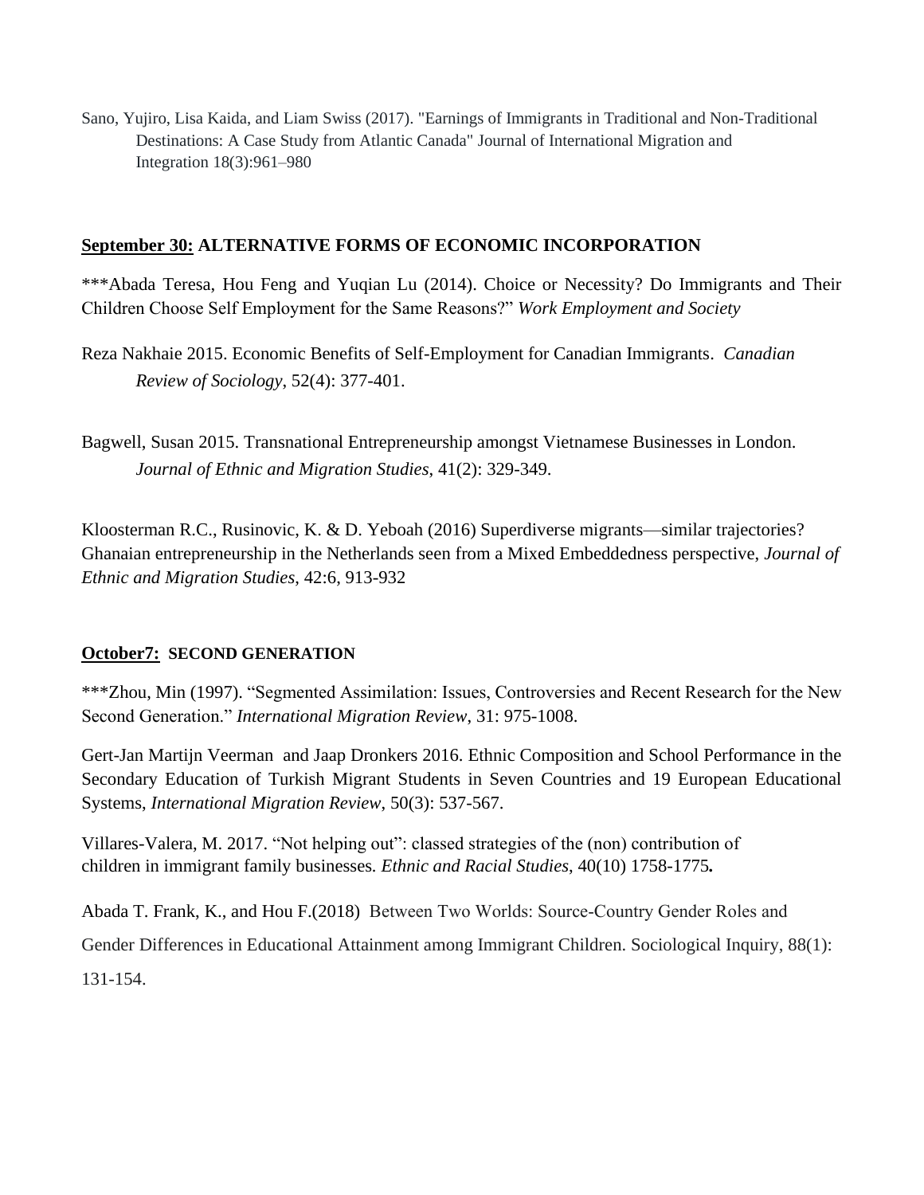Sano, Yujiro, Lisa Kaida, and Liam Swiss (2017). "Earnings of Immigrants in Traditional and Non-Traditional Destinations: A Case Study from Atlantic Canada" Journal of International Migration and Integration 18(3):961–980

**<u>September 30:</u> ALTERNATIVE FORMS OF ECONOMIC INCORPORATION**

***Abada Teresa, Hou Feng and Yuqian Lu (2014). Choice or Necessity? Do Immigrants and Their Children Choose Self Employment for the Same Reasons?" *Work Employment and Society*

Reza Nakhaie 2015. Economic Benefits of Self-Employment for Canadian Immigrants. *Canadian Review of Sociology*, 52(4): 377-401.

Bagwell, Susan 2015. Transnational Entrepreneurship amongst Vietnamese Businesses in London. *Journal of Ethnic and Migration Studies*, 41(2): 329-349.

Kloosterman R.C., Rusinovic, K. & D. Yeboah (2016) Superdiverse migrants—similar trajectories? Ghanaian entrepreneurship in the Netherlands seen from a Mixed Embeddedness perspective, *Journal of Ethnic and Migration Studies*, 42:6, 913-932

**<u>October7:</u> SECOND GENERATION**

***Zhou, Min (1997). "Segmented Assimilation: Issues, Controversies and Recent Research for the New Second Generation." *International Migration Review*, 31: 975-1008.

Gert-Jan Martijn Veerman and Jaap Dronkers 2016. Ethnic Composition and School Performance in the Secondary Education of Turkish Migrant Students in Seven Countries and 19 European Educational Systems, *International Migration Review*, 50(3): 537-567.

Villares-Valera, M. 2017. "Not helping out": classed strategies of the (non) contribution of children in immigrant family businesses. *Ethnic and Racial Studies*, 40(10) 1758-1775**.**

Abada T. Frank, K., and Hou F.(2018) Between Two Worlds: Source-Country Gender Roles and Gender Differences in Educational Attainment among Immigrant Children. Sociological Inquiry, 88(1): 131-154.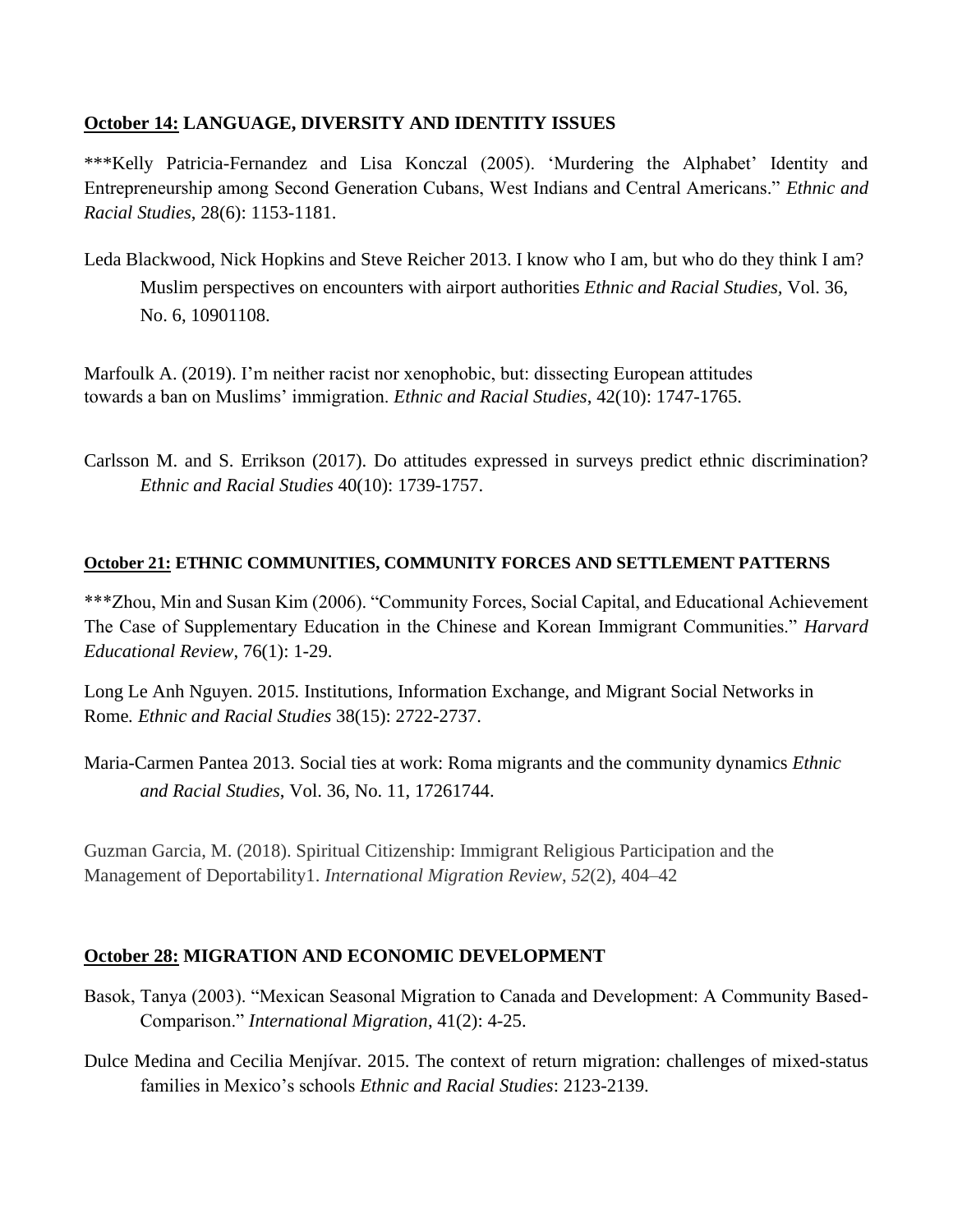**<u>October 14:</u> LANGUAGE, DIVERSITY AND IDENTITY ISSUES**

***Kelly Patricia-Fernandez and Lisa Konczal (2005). 'Murdering the Alphabet' Identity and Entrepreneurship among Second Generation Cubans, West Indians and Central Americans." *Ethnic and Racial Studies*, 28(6): 1153-1181.

Leda Blackwood, Nick Hopkins and Steve Reicher 2013. I know who I am, but who do they think I am? Muslim perspectives on encounters with airport authorities *Ethnic and Racial Studies*, Vol. 36, No. 6, 10901108.

Marfoulk A. (2019). I'm neither racist nor xenophobic, but: dissecting European attitudes towards a ban on Muslims' immigration. *Ethnic and Racial Studies*, 42(10): 1747-1765.

Carlsson M. and S. Errikson (2017). Do attitudes expressed in surveys predict ethnic discrimination? *Ethnic and Racial Studies* 40(10): 1739-1757.

**<u>October 21:</u> ETHNIC COMMUNITIES, COMMUNITY FORCES AND SETTLEMENT PATTERNS**

***Zhou, Min and Susan Kim (2006). "Community Forces, Social Capital, and Educational Achievement The Case of Supplementary Education in the Chinese and Korean Immigrant Communities." *Harvard Educational Review*, 76(1): 1-29.

Long Le Anh Nguyen. 2015. Institutions, Information Exchange, and Migrant Social Networks in Rome. *Ethnic and Racial Studies* 38(15): 2722-2737.

Maria-Carmen Pantea 2013. Social ties at work: Roma migrants and the community dynamics *Ethnic and Racial Studies*, Vol. 36, No. 11, 17261744.

Guzman Garcia, M. (2018). Spiritual Citizenship: Immigrant Religious Participation and the Management of Deportability1. *International Migration Review*, *52*(2), 404–42

**<u>October 28:</u> MIGRATION AND ECONOMIC DEVELOPMENT**

Basok, Tanya (2003). "Mexican Seasonal Migration to Canada and Development: A Community Based-Comparison." *International Migration*, 41(2): 4-25.

Dulce Medina and Cecilia Menjívar. 2015. The context of return migration: challenges of mixed-status families in Mexico's schools *Ethnic and Racial Studies*: 2123-2139.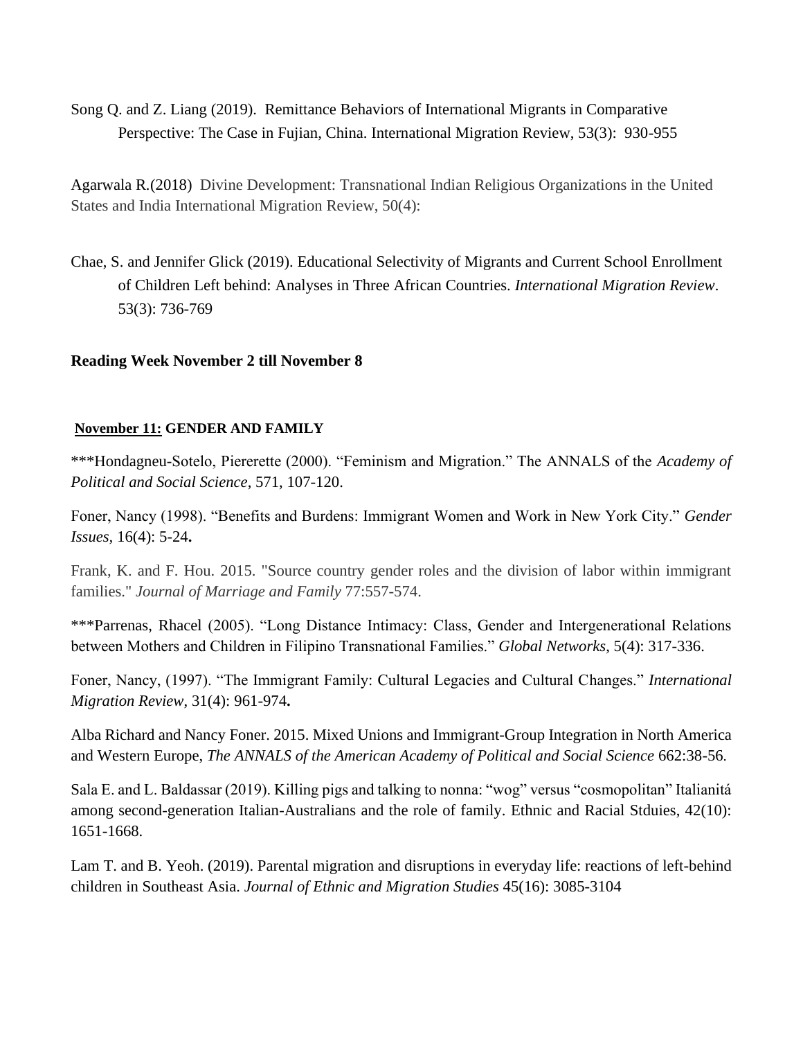Song Q. and Z. Liang (2019). Remittance Behaviors of International Migrants in Comparative Perspective: The Case in Fujian, China. International Migration Review, 53(3): 930-955

Agarwala R.(2018) Divine Development: Transnational Indian Religious Organizations in the United States and India International Migration Review, 50(4):

Chae, S. and Jennifer Glick (2019). Educational Selectivity of Migrants and Current School Enrollment of Children Left behind: Analyses in Three African Countries. *International Migration Review*. 53(3): 736-769

**Reading Week November 2 till November 8**

**<u>November 11:</u> GENDER AND FAMILY**

***Hondagneu-Sotelo, Piererette (2000). "Feminism and Migration." The ANNALS of the *Academy of Political and Social Science*, 571, 107-120.

Foner, Nancy (1998). "Benefits and Burdens: Immigrant Women and Work in New York City." *Gender Issues*, 16(4): 5-24**.**

Frank, K. and F. Hou. 2015. "Source country gender roles and the division of labor within immigrant families." *Journal of Marriage and Family* 77:557-574.

***Parrenas, Rhacel (2005). "Long Distance Intimacy: Class, Gender and Intergenerational Relations between Mothers and Children in Filipino Transnational Families." *Global Networks*, 5(4): 317-336.

Foner, Nancy, (1997). "The Immigrant Family: Cultural Legacies and Cultural Changes." *International Migration Review*, 31(4): 961-974**.**

Alba Richard and Nancy Foner. 2015. Mixed Unions and Immigrant-Group Integration in North America and Western Europe, *The ANNALS of the American Academy of Political and Social Science* 662:38-56.

Sala E. and L. Baldassar (2019). Killing pigs and talking to nonna: "wog" versus "cosmopolitan" Italianitá among second-generation Italian-Australians and the role of family. Ethnic and Racial Stduies, 42(10): 1651-1668.

Lam T. and B. Yeoh. (2019). Parental migration and disruptions in everyday life: reactions of left-behind children in Southeast Asia. *Journal of Ethnic and Migration Studies* 45(16): 3085-3104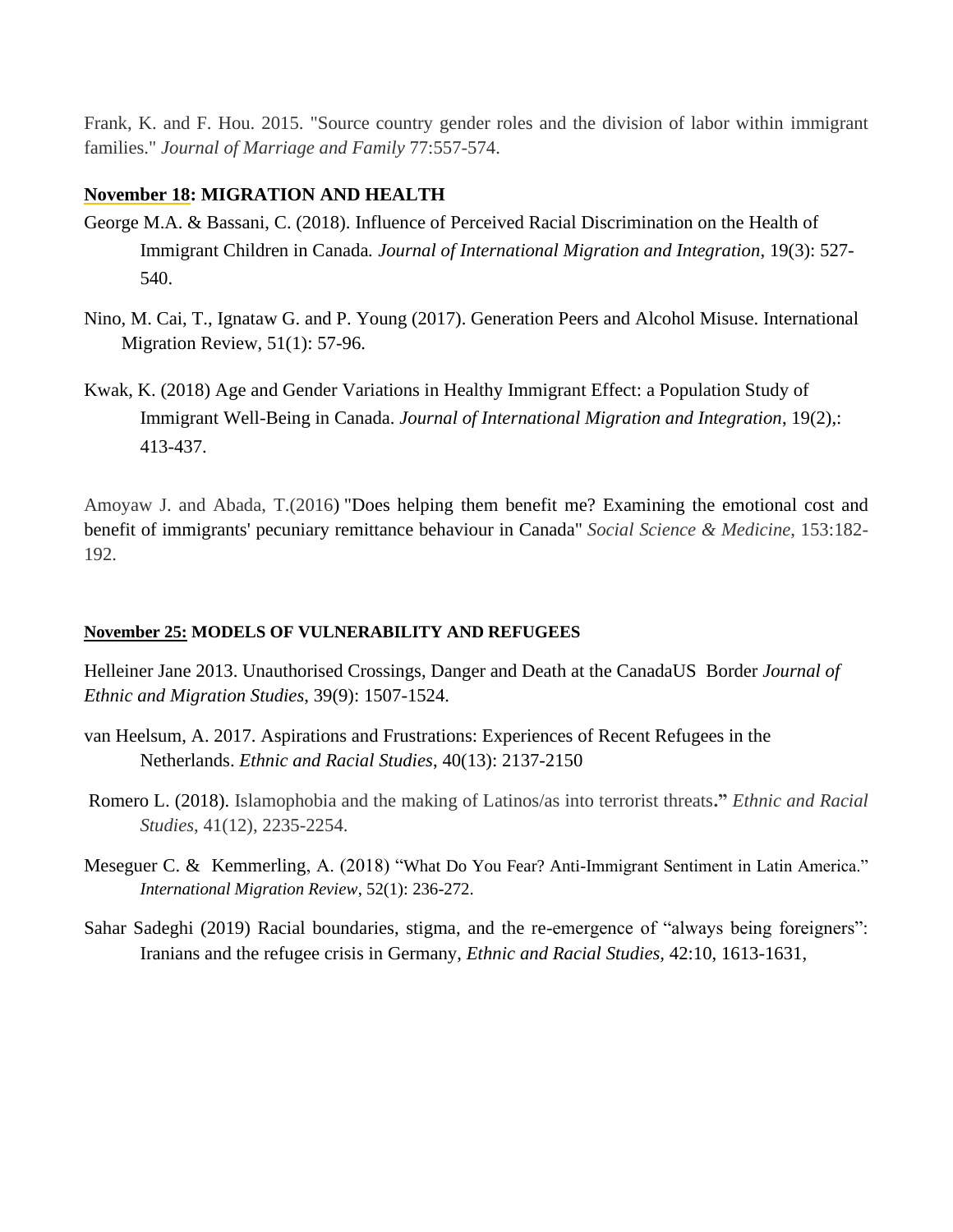Frank, K. and F. Hou. 2015. "Source country gender roles and the division of labor within immigrant families." *Journal of Marriage and Family* 77:557-574.

**November 18: MIGRATION AND HEALTH**

George M.A. & Bassani, C. (2018). Influence of Perceived Racial Discrimination on the Health of Immigrant Children in Canada*. Journal of International Migration and Integration*, 19(3): 527-540.

Nino, M. Cai, T., Ignataw G. and P. Young (2017). Generation Peers and Alcohol Misuse. International Migration Review, 51(1): 57-96.

Kwak, K. (2018) Age and Gender Variations in Healthy Immigrant Effect: a Population Study of Immigrant Well-Being in Canada. *Journal of International Migration and Integration*, 19(2),: 413-437.

Amoyaw J. and Abada, T.(2016) "Does helping them benefit me? Examining the emotional cost and benefit of immigrants' pecuniary remittance behaviour in Canada" *Social Science & Medicine*, 153:182-192.

**November 25: MODELS OF VULNERABILITY AND REFUGEES**

Helleiner Jane 2013. Unauthorised Crossings, Danger and Death at the CanadaUS Border *Journal of Ethnic and Migration Studies,* 39(9): 1507-1524.

van Heelsum, A. 2017. Aspirations and Frustrations: Experiences of Recent Refugees in the Netherlands. *Ethnic and Racial Studies*, 40(13): 2137-2150

Romero L. (2018). Islamophobia and the making of Latinos/as into terrorist threats**."** *Ethnic and Racial Studies*, 41(12), 2235-2254.

Meseguer C. & Kemmerling, A. (2018) "What Do You Fear? Anti-Immigrant Sentiment in Latin America." *International Migration Review*, 52(1): 236-272.

Sahar Sadeghi (2019) Racial boundaries, stigma, and the re-emergence of "always being foreigners": Iranians and the refugee crisis in Germany, *Ethnic and Racial Studies,* 42:10, 1613-1631,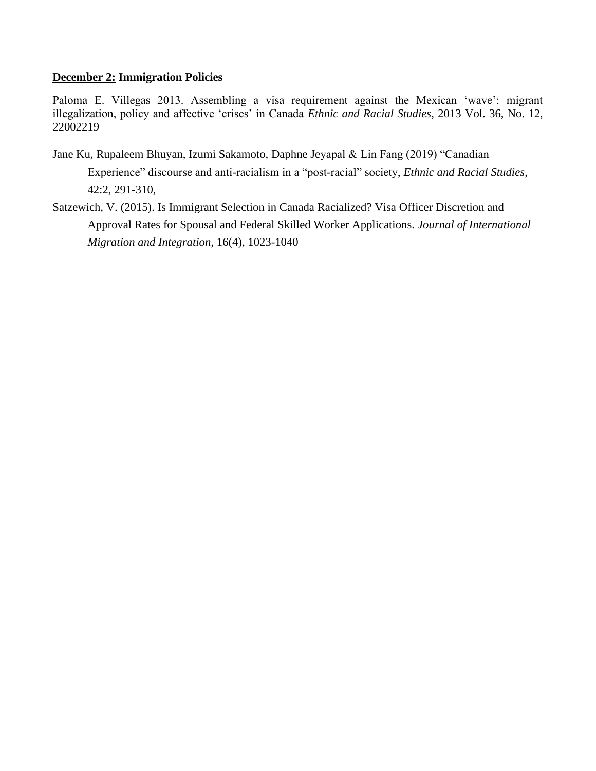**<u>December 2:</u> Immigration Policies**

Paloma E. Villegas 2013. Assembling a visa requirement against the Mexican 'wave': migrant illegalization, policy and affective 'crises' in Canada *Ethnic and Racial Studies*, 2013 Vol. 36, No. 12, 22002219

Jane Ku, Rupaleem Bhuyan, Izumi Sakamoto, Daphne Jeyapal & Lin Fang (2019) "Canadian Experience" discourse and anti-racialism in a "post-racial" society, *Ethnic and Racial Studies*, 42:2, 291-310,

Satzewich, V. (2015). Is Immigrant Selection in Canada Racialized? Visa Officer Discretion and Approval Rates for Spousal and Federal Skilled Worker Applications. *Journal of International Migration and Integration*, 16(4), 1023-1040